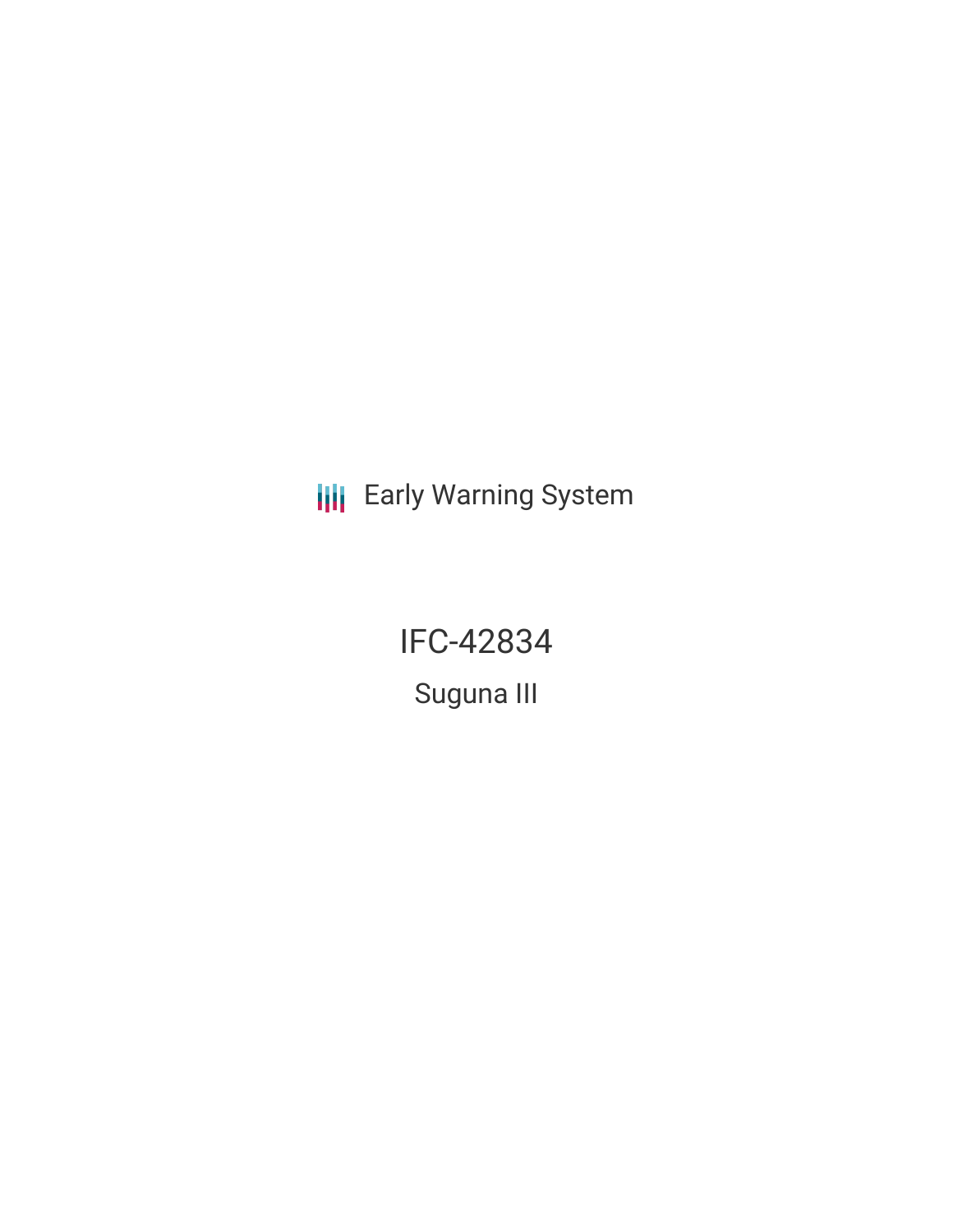Early Warning System

# IFC-42834

## Suguna III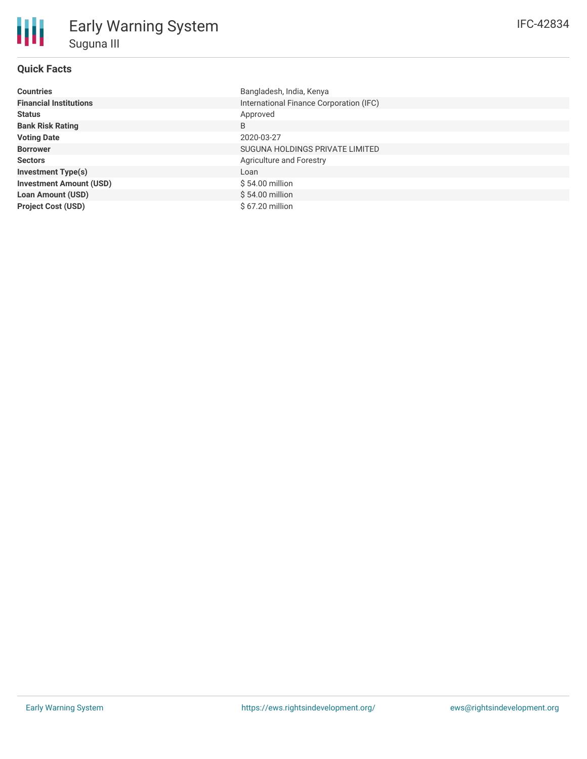# Early Warning System

## Suguna III

IFC-42834

### Quick Facts

| | |
|---|---|
| **Countries** | Bangladesh, India, Kenya |
| **Financial Institutions** | International Finance Corporation (IFC) |
| **Status** | Approved |
| **Bank Risk Rating** | B |
| **Voting Date** | 2020-03-27 |
| **Borrower** | SUGUNA HOLDINGS PRIVATE LIMITED |
| **Sectors** | Agriculture and Forestry |
| **Investment Type(s)** | Loan |
| **Investment Amount (USD)** | $ 54.00 million |
| **Loan Amount (USD)** | $ 54.00 million |
| **Project Cost (USD)** | $ 67.20 million |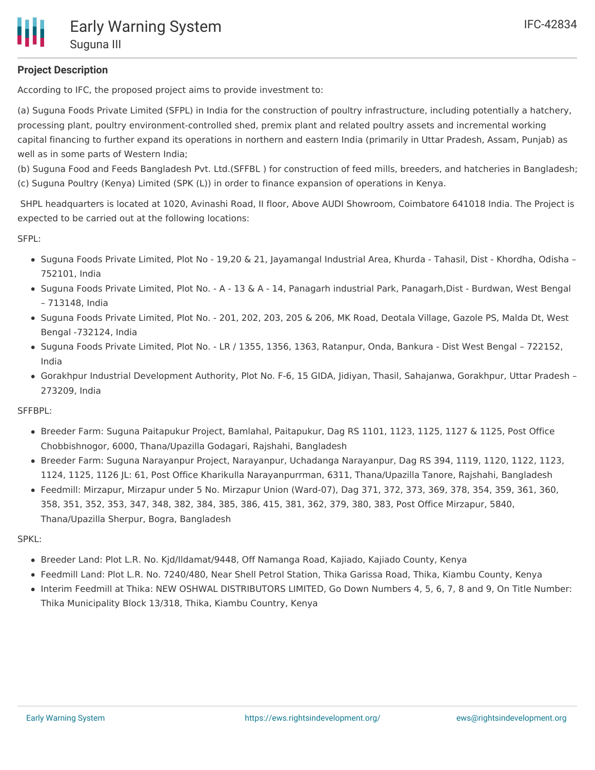**Project Description**

According to IFC, the proposed project aims to provide investment to:

(a) Suguna Foods Private Limited (SFPL) in India for the construction of poultry infrastructure, including potentially a hatchery, processing plant, poultry environment-controlled shed, premix plant and related poultry assets and incremental working capital financing to further expand its operations in northern and eastern India (primarily in Uttar Pradesh, Assam, Punjab) as well as in some parts of Western India;
(b) Suguna Food and Feeds Bangladesh Pvt. Ltd.(SFFBL ) for construction of feed mills, breeders, and hatcheries in Bangladesh;
(c) Suguna Poultry (Kenya) Limited (SPK (L)) in order to finance expansion of operations in Kenya.

SHPL headquarters is located at 1020, Avinashi Road, II floor, Above AUDI Showroom, Coimbatore 641018 India. The Project is expected to be carried out at the following locations:

SFPL:

- Suguna Foods Private Limited, Plot No - 19,20 & 21, Jayamangal Industrial Area, Khurda - Tahasil, Dist - Khordha, Odisha – 752101, India
- Suguna Foods Private Limited, Plot No. - A - 13 & A - 14, Panagarh industrial Park, Panagarh,Dist - Burdwan, West Bengal – 713148, India
- Suguna Foods Private Limited, Plot No. - 201, 202, 203, 205 & 206, MK Road, Deotala Village, Gazole PS, Malda Dt, West Bengal -732124, India
- Suguna Foods Private Limited, Plot No. - LR / 1355, 1356, 1363, Ratanpur, Onda, Bankura - Dist West Bengal – 722152, India
- Gorakhpur Industrial Development Authority, Plot No. F-6, 15 GIDA, Jidiyan, Thasil, Sahajanwa, Gorakhpur, Uttar Pradesh – 273209, India

SFFBPL:

- Breeder Farm: Suguna Paitapukur Project, Bamlahal, Paitapukur, Dag RS 1101, 1123, 1125, 1127 & 1125, Post Office Chobbishnogor, 6000, Thana/Upazilla Godagari, Rajshahi, Bangladesh
- Breeder Farm: Suguna Narayanpur Project, Narayanpur, Uchadanga Narayanpur, Dag RS 394, 1119, 1120, 1122, 1123, 1124, 1125, 1126 JL: 61, Post Office Kharikulla Narayanpurrman, 6311, Thana/Upazilla Tanore, Rajshahi, Bangladesh
- Feedmill: Mirzapur, Mirzapur under 5 No. Mirzapur Union (Ward-07), Dag 371, 372, 373, 369, 378, 354, 359, 361, 360, 358, 351, 352, 353, 347, 348, 382, 384, 385, 386, 415, 381, 362, 379, 380, 383, Post Office Mirzapur, 5840, Thana/Upazilla Sherpur, Bogra, Bangladesh

SPKL:

- Breeder Land: Plot L.R. No. Kjd/Ildamat/9448, Off Namanga Road, Kajiado, Kajiado County, Kenya
- Feedmill Land: Plot L.R. No. 7240/480, Near Shell Petrol Station, Thika Garissa Road, Thika, Kiambu County, Kenya
- Interim Feedmill at Thika: NEW OSHWAL DISTRIBUTORS LIMITED, Go Down Numbers 4, 5, 6, 7, 8 and 9, On Title Number: Thika Municipality Block 13/318, Thika, Kiambu Country, Kenya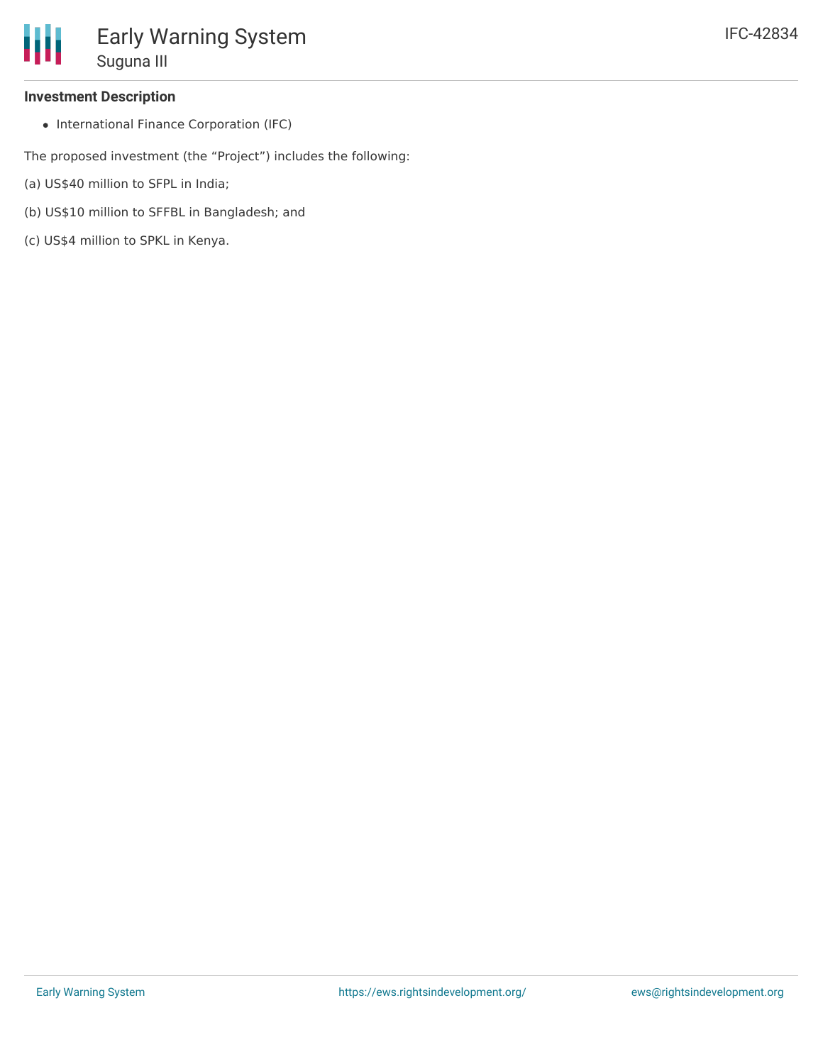### Investment Description

- International Finance Corporation (IFC)

The proposed investment (the “Project”) includes the following:

(a) US$40 million to SFPL in India;

(b) US$10 million to SFFBL in Bangladesh; and

(c) US$4 million to SPKL in Kenya.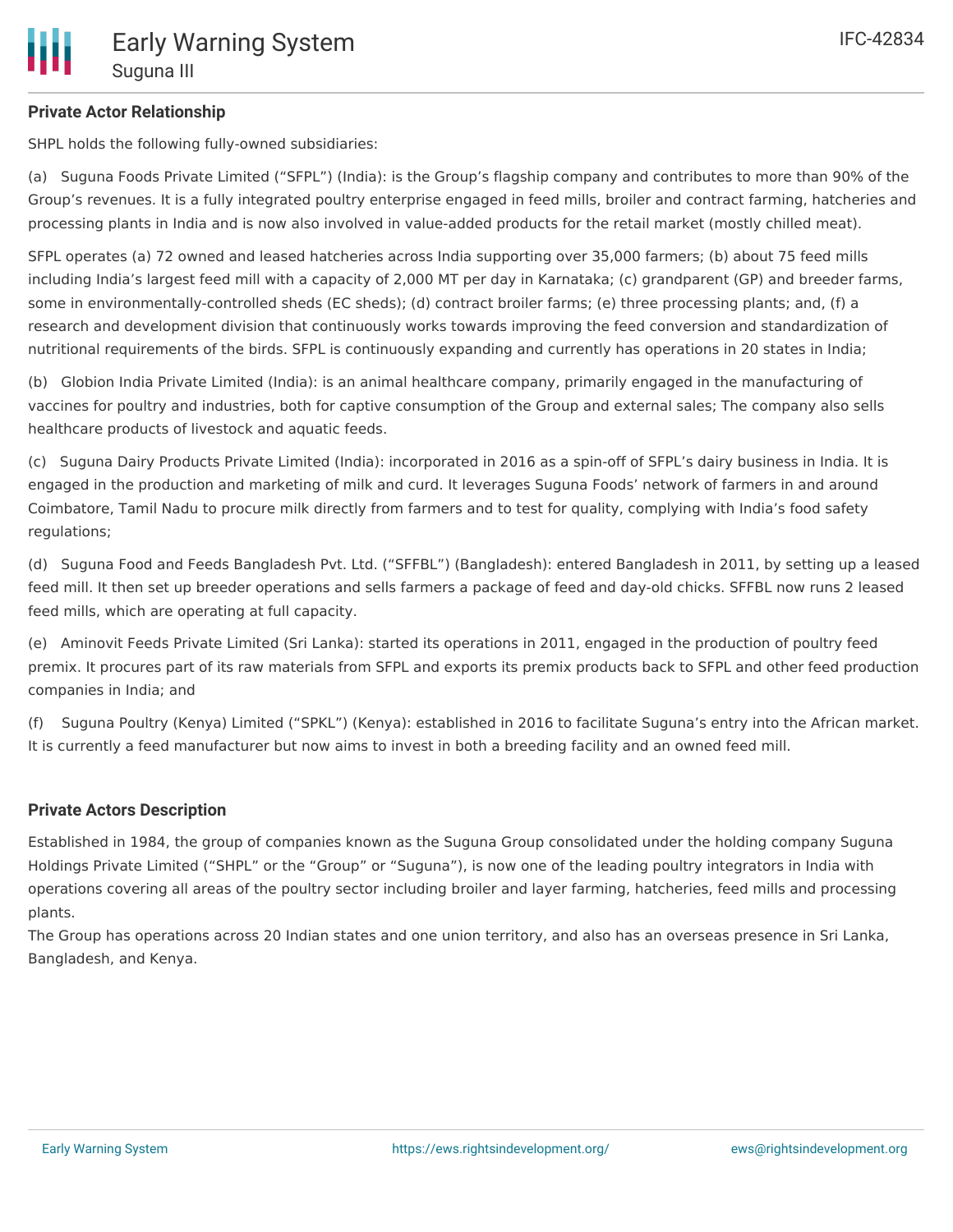## Private Actor Relationship

SHPL holds the following fully-owned subsidiaries:

(a) Suguna Foods Private Limited ("SFPL") (India): is the Group's flagship company and contributes to more than 90% of the Group's revenues. It is a fully integrated poultry enterprise engaged in feed mills, broiler and contract farming, hatcheries and processing plants in India and is now also involved in value-added products for the retail market (mostly chilled meat).

SFPL operates (a) 72 owned and leased hatcheries across India supporting over 35,000 farmers; (b) about 75 feed mills including India's largest feed mill with a capacity of 2,000 MT per day in Karnataka; (c) grandparent (GP) and breeder farms, some in environmentally-controlled sheds (EC sheds); (d) contract broiler farms; (e) three processing plants; and, (f) a research and development division that continuously works towards improving the feed conversion and standardization of nutritional requirements of the birds. SFPL is continuously expanding and currently has operations in 20 states in India;

(b) Globion India Private Limited (India): is an animal healthcare company, primarily engaged in the manufacturing of vaccines for poultry and industries, both for captive consumption of the Group and external sales; The company also sells healthcare products of livestock and aquatic feeds.

(c) Suguna Dairy Products Private Limited (India): incorporated in 2016 as a spin-off of SFPL's dairy business in India. It is engaged in the production and marketing of milk and curd. It leverages Suguna Foods' network of farmers in and around Coimbatore, Tamil Nadu to procure milk directly from farmers and to test for quality, complying with India's food safety regulations;

(d) Suguna Food and Feeds Bangladesh Pvt. Ltd. ("SFFBL") (Bangladesh): entered Bangladesh in 2011, by setting up a leased feed mill. It then set up breeder operations and sells farmers a package of feed and day-old chicks. SFFBL now runs 2 leased feed mills, which are operating at full capacity.

(e) Aminovit Feeds Private Limited (Sri Lanka): started its operations in 2011, engaged in the production of poultry feed premix. It procures part of its raw materials from SFPL and exports its premix products back to SFPL and other feed production companies in India; and

(f) Suguna Poultry (Kenya) Limited ("SPKL") (Kenya): established in 2016 to facilitate Suguna's entry into the African market. It is currently a feed manufacturer but now aims to invest in both a breeding facility and an owned feed mill.

## Private Actors Description

Established in 1984, the group of companies known as the Suguna Group consolidated under the holding company Suguna Holdings Private Limited ("SHPL" or the "Group" or "Suguna"), is now one of the leading poultry integrators in India with operations covering all areas of the poultry sector including broiler and layer farming, hatcheries, feed mills and processing plants.
The Group has operations across 20 Indian states and one union territory, and also has an overseas presence in Sri Lanka, Bangladesh, and Kenya.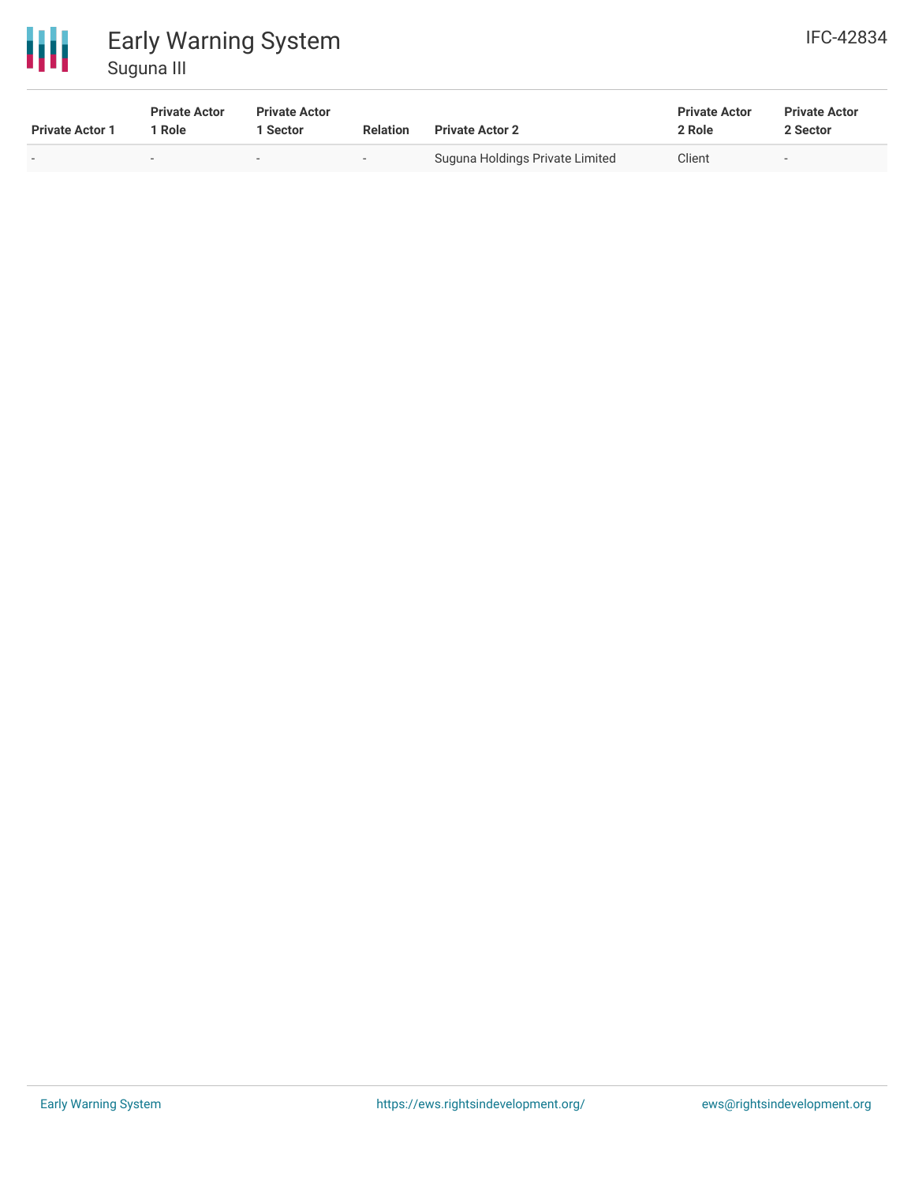| Private Actor 1 | Private Actor 1 Role | Private Actor 1 Sector | Relation | Private Actor 2 | Private Actor 2 Role | Private Actor 2 Sector |
|---|---|---|---|---|---|---|
| - | - | - | - | Suguna Holdings Private Limited | Client | - |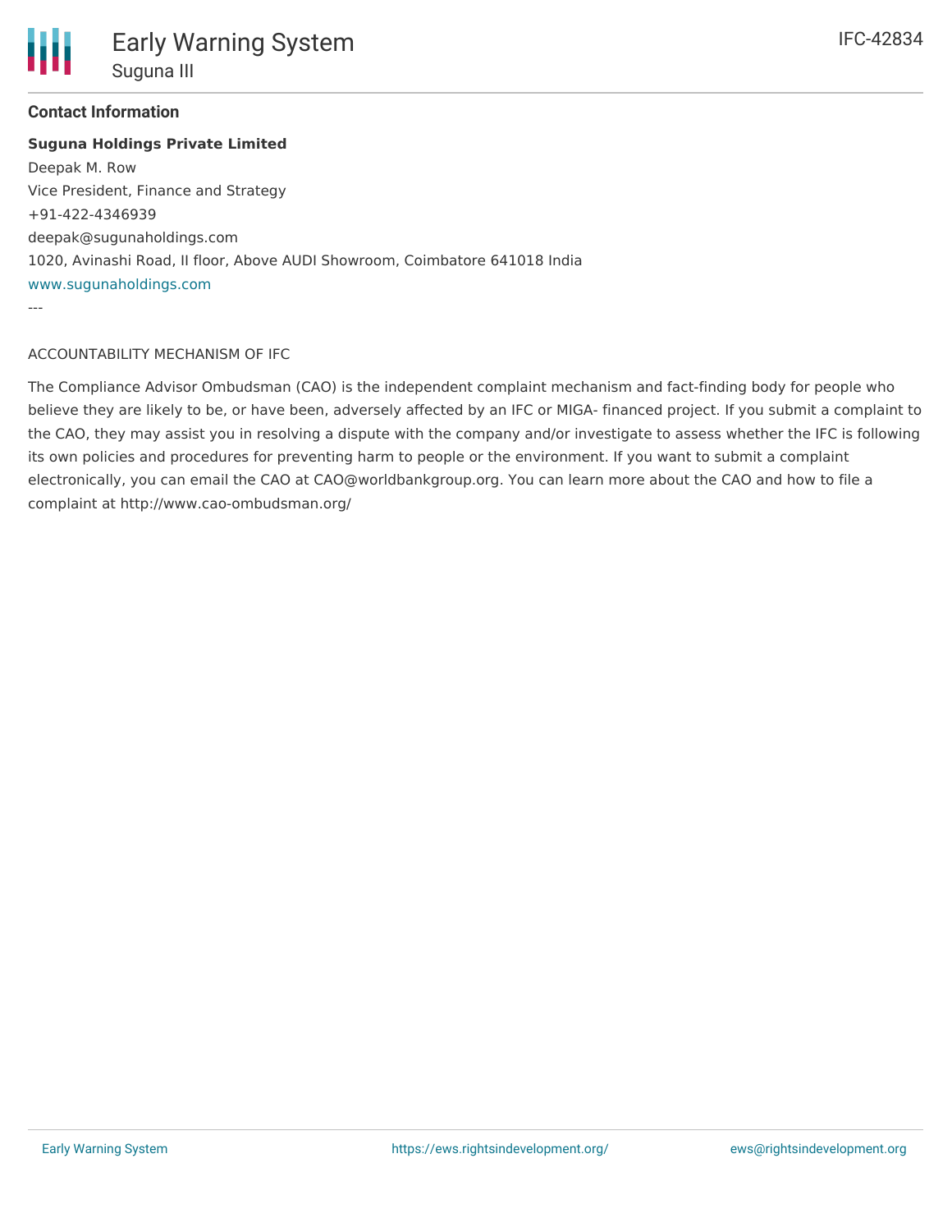### Contact Information

**Suguna Holdings Private Limited**
Deepak M. Row
Vice President, Finance and Strategy
+91-422-4346939
deepak@sugunaholdings.com
1020, Avinashi Road, II floor, Above AUDI Showroom, Coimbatore 641018 India
www.sugunaholdings.com

---

ACCOUNTABILITY MECHANISM OF IFC

The Compliance Advisor Ombudsman (CAO) is the independent complaint mechanism and fact-finding body for people who believe they are likely to be, or have been, adversely affected by an IFC or MIGA- financed project. If you submit a complaint to the CAO, they may assist you in resolving a dispute with the company and/or investigate to assess whether the IFC is following its own policies and procedures for preventing harm to people or the environment. If you want to submit a complaint electronically, you can email the CAO at CAO@worldbankgroup.org. You can learn more about the CAO and how to file a complaint at http://www.cao-ombudsman.org/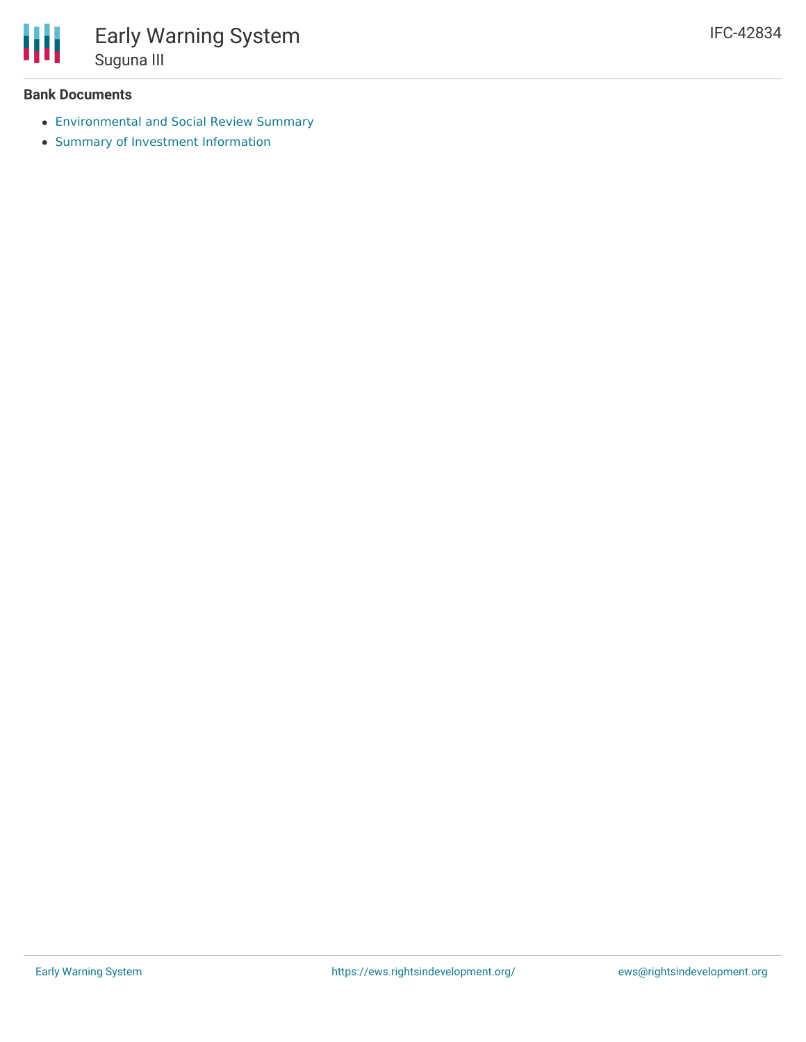### Bank Documents

- Environmental and Social Review Summary
- Summary of Investment Information